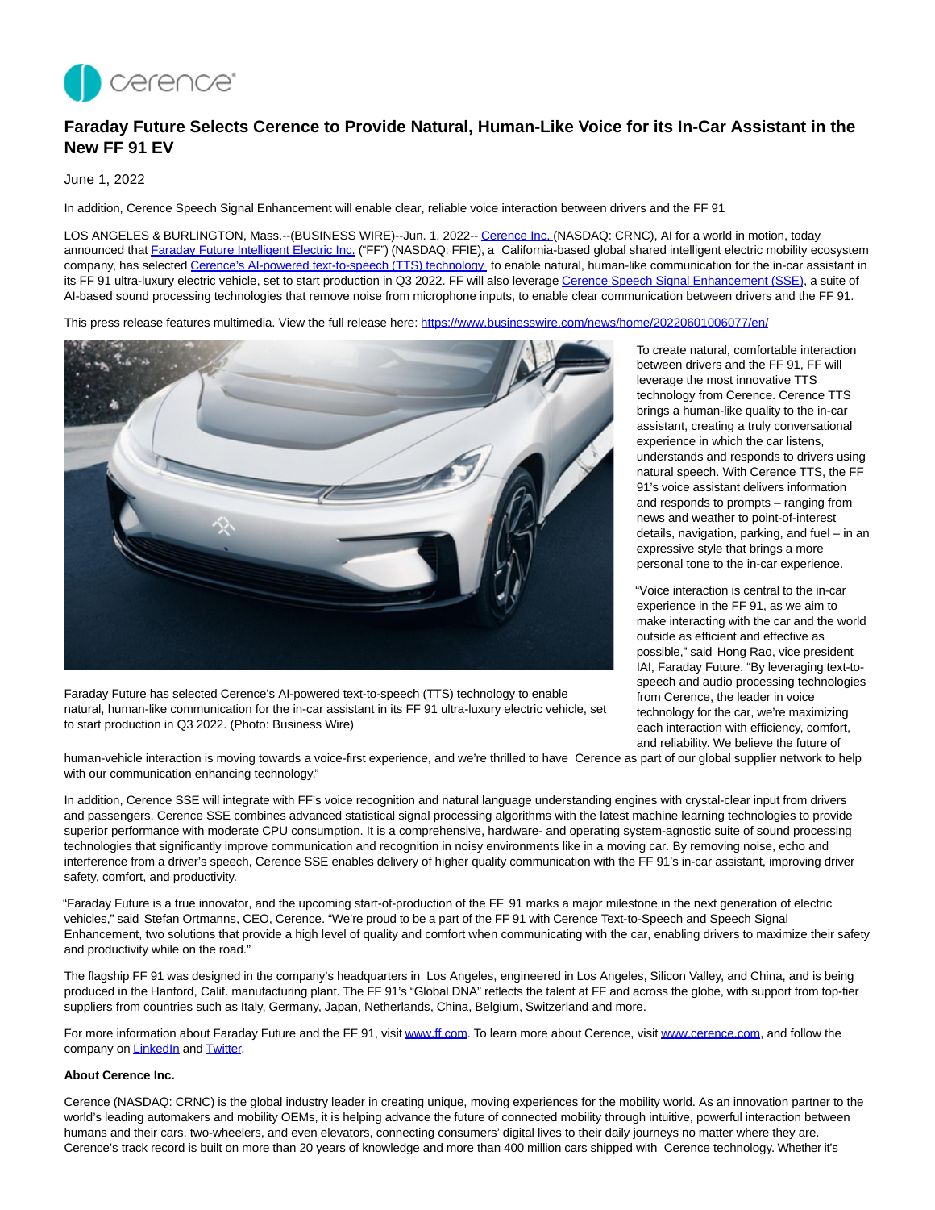# Faraday Future Selects Cerence to Provide Natural, Human-Like Voice for its In-Car Assistant in the New FF 91 EV

June 1, 2022

In addition, Cerence Speech Signal Enhancement will enable clear, reliable voice interaction between drivers and the FF 91

LOS ANGELES & BURLINGTON, Mass.--(BUSINESS WIRE)--Jun. 1, 2022-- Cerence Inc. (NASDAQ: CRNC), AI for a world in motion, today announced that Faraday Future Intelligent Electric Inc. ("FF") (NASDAQ: FFIE), a California-based global shared intelligent electric mobility ecosystem company, has selected Cerence's AI-powered text-to-speech (TTS) technology to enable natural, human-like communication for the in-car assistant in its FF 91 ultra-luxury electric vehicle, set to start production in Q3 2022. FF will also leverage Cerence Speech Signal Enhancement (SSE), a suite of AI-based sound processing technologies that remove noise from microphone inputs, to enable clear communication between drivers and the FF 91.

This press release features multimedia. View the full release here: https://www.businesswire.com/news/home/20220601006077/en/

Faraday Future has selected Cerence's AI-powered text-to-speech (TTS) technology to enable natural, human-like communication for the in-car assistant in its FF 91 ultra-luxury electric vehicle, set to start production in Q3 2022. (Photo: Business Wire)

To create natural, comfortable interaction between drivers and the FF 91, FF will leverage the most innovative TTS technology from Cerence. Cerence TTS brings a human-like quality to the in-car assistant, creating a truly conversational experience in which the car listens, understands and responds to drivers using natural speech. With Cerence TTS, the FF 91's voice assistant delivers information and responds to prompts – ranging from news and weather to point-of-interest details, navigation, parking, and fuel – in an expressive style that brings a more personal tone to the in-car experience.

"Voice interaction is central to the in-car experience in the FF 91, as we aim to make interacting with the car and the world outside as efficient and effective as possible," said Hong Rao, vice president IAI, Faraday Future. "By leveraging text-to-speech and audio processing technologies from Cerence, the leader in voice technology for the car, we're maximizing each interaction with efficiency, comfort, and reliability. We believe the future of human-vehicle interaction is moving towards a voice-first experience, and we're thrilled to have Cerence as part of our global supplier network to help with our communication enhancing technology."

In addition, Cerence SSE will integrate with FF's voice recognition and natural language understanding engines with crystal-clear input from drivers and passengers. Cerence SSE combines advanced statistical signal processing algorithms with the latest machine learning technologies to provide superior performance with moderate CPU consumption. It is a comprehensive, hardware- and operating system-agnostic suite of sound processing technologies that significantly improve communication and recognition in noisy environments like in a moving car. By removing noise, echo and interference from a driver's speech, Cerence SSE enables delivery of higher quality communication with the FF 91's in-car assistant, improving driver safety, comfort, and productivity.

"Faraday Future is a true innovator, and the upcoming start-of-production of the FF 91 marks a major milestone in the next generation of electric vehicles," said Stefan Ortmanns, CEO, Cerence. "We're proud to be a part of the FF 91 with Cerence Text-to-Speech and Speech Signal Enhancement, two solutions that provide a high level of quality and comfort when communicating with the car, enabling drivers to maximize their safety and productivity while on the road."

The flagship FF 91 was designed in the company's headquarters in Los Angeles, engineered in Los Angeles, Silicon Valley, and China, and is being produced in the Hanford, Calif. manufacturing plant. The FF 91's "Global DNA" reflects the talent at FF and across the globe, with support from top-tier suppliers from countries such as Italy, Germany, Japan, Netherlands, China, Belgium, Switzerland and more.

For more information about Faraday Future and the FF 91, visit www.ff.com. To learn more about Cerence, visit www.cerence.com, and follow the company on LinkedIn and Twitter.

**About Cerence Inc.**

Cerence (NASDAQ: CRNC) is the global industry leader in creating unique, moving experiences for the mobility world. As an innovation partner to the world's leading automakers and mobility OEMs, it is helping advance the future of connected mobility through intuitive, powerful interaction between humans and their cars, two-wheelers, and even elevators, connecting consumers' digital lives to their daily journeys no matter where they are. Cerence's track record is built on more than 20 years of knowledge and more than 400 million cars shipped with Cerence technology. Whether it's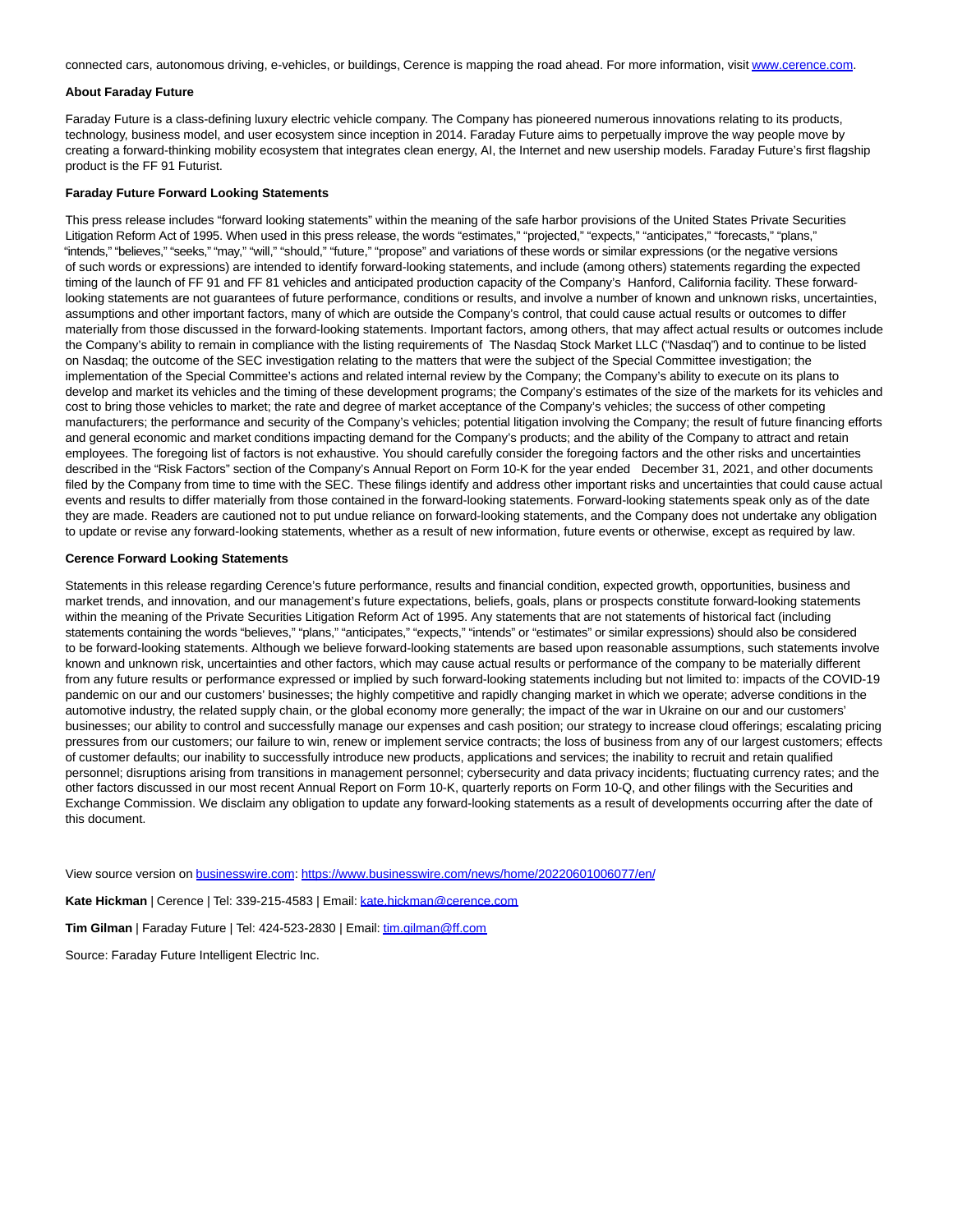connected cars, autonomous driving, e-vehicles, or buildings, Cerence is mapping the road ahead. For more information, visit [www.cerence.com](http://www.cerence.com).

**About Faraday Future**

Faraday Future is a class-defining luxury electric vehicle company. The Company has pioneered numerous innovations relating to its products, technology, business model, and user ecosystem since inception in 2014. Faraday Future aims to perpetually improve the way people move by creating a forward-thinking mobility ecosystem that integrates clean energy, AI, the Internet and new usership models. Faraday Future's first flagship product is the FF 91 Futurist.

**Faraday Future Forward Looking Statements**

This press release includes "forward looking statements" within the meaning of the safe harbor provisions of the United States Private Securities Litigation Reform Act of 1995. When used in this press release, the words "estimates," "projected," "expects," "anticipates," "forecasts," "plans," "intends," "believes," "seeks," "may," "will," "should," "future," "propose" and variations of these words or similar expressions (or the negative versions of such words or expressions) are intended to identify forward-looking statements, and include (among others) statements regarding the expected timing of the launch of FF 91 and FF 81 vehicles and anticipated production capacity of the Company's Hanford, California facility. These forward-looking statements are not guarantees of future performance, conditions or results, and involve a number of known and unknown risks, uncertainties, assumptions and other important factors, many of which are outside the Company's control, that could cause actual results or outcomes to differ materially from those discussed in the forward-looking statements. Important factors, among others, that may affect actual results or outcomes include the Company's ability to remain in compliance with the listing requirements of The Nasdaq Stock Market LLC ("Nasdaq") and to continue to be listed on Nasdaq; the outcome of the SEC investigation relating to the matters that were the subject of the Special Committee investigation; the implementation of the Special Committee's actions and related internal review by the Company; the Company's ability to execute on its plans to develop and market its vehicles and the timing of these development programs; the Company's estimates of the size of the markets for its vehicles and cost to bring those vehicles to market; the rate and degree of market acceptance of the Company's vehicles; the success of other competing manufacturers; the performance and security of the Company's vehicles; potential litigation involving the Company; the result of future financing efforts and general economic and market conditions impacting demand for the Company's products; and the ability of the Company to attract and retain employees. The foregoing list of factors is not exhaustive. You should carefully consider the foregoing factors and the other risks and uncertainties described in the "Risk Factors" section of the Company's Annual Report on Form 10-K for the year ended December 31, 2021, and other documents filed by the Company from time to time with the SEC. These filings identify and address other important risks and uncertainties that could cause actual events and results to differ materially from those contained in the forward-looking statements. Forward-looking statements speak only as of the date they are made. Readers are cautioned not to put undue reliance on forward-looking statements, and the Company does not undertake any obligation to update or revise any forward-looking statements, whether as a result of new information, future events or otherwise, except as required by law.

**Cerence Forward Looking Statements**

Statements in this release regarding Cerence's future performance, results and financial condition, expected growth, opportunities, business and market trends, and innovation, and our management's future expectations, beliefs, goals, plans or prospects constitute forward-looking statements within the meaning of the Private Securities Litigation Reform Act of 1995. Any statements that are not statements of historical fact (including statements containing the words "believes," "plans," "anticipates," "expects," "intends" or "estimates" or similar expressions) should also be considered to be forward-looking statements. Although we believe forward-looking statements are based upon reasonable assumptions, such statements involve known and unknown risk, uncertainties and other factors, which may cause actual results or performance of the company to be materially different from any future results or performance expressed or implied by such forward-looking statements including but not limited to: impacts of the COVID-19 pandemic on our and our customers' businesses; the highly competitive and rapidly changing market in which we operate; adverse conditions in the automotive industry, the related supply chain, or the global economy more generally; the impact of the war in Ukraine on our and our customers' businesses; our ability to control and successfully manage our expenses and cash position; our strategy to increase cloud offerings; escalating pricing pressures from our customers; our failure to win, renew or implement service contracts; the loss of business from any of our largest customers; effects of customer defaults; our inability to successfully introduce new products, applications and services; the inability to recruit and retain qualified personnel; disruptions arising from transitions in management personnel; cybersecurity and data privacy incidents; fluctuating currency rates; and the other factors discussed in our most recent Annual Report on Form 10-K, quarterly reports on Form 10-Q, and other filings with the Securities and Exchange Commission. We disclaim any obligation to update any forward-looking statements as a result of developments occurring after the date of this document.

View source version on [businesswire.com](http://businesswire.com): [https://www.businesswire.com/news/home/20220601006077/en/](https://www.businesswire.com/news/home/20220601006077/en/)

**Kate Hickman** | Cerence | Tel: 339-215-4583 | Email: [kate.hickman@cerence.com](mailto:kate.hickman@cerence.com)

**Tim Gilman** | Faraday Future | Tel: 424-523-2830 | Email: [tim.gilman@ff.com](mailto:tim.gilman@ff.com)

Source: Faraday Future Intelligent Electric Inc.